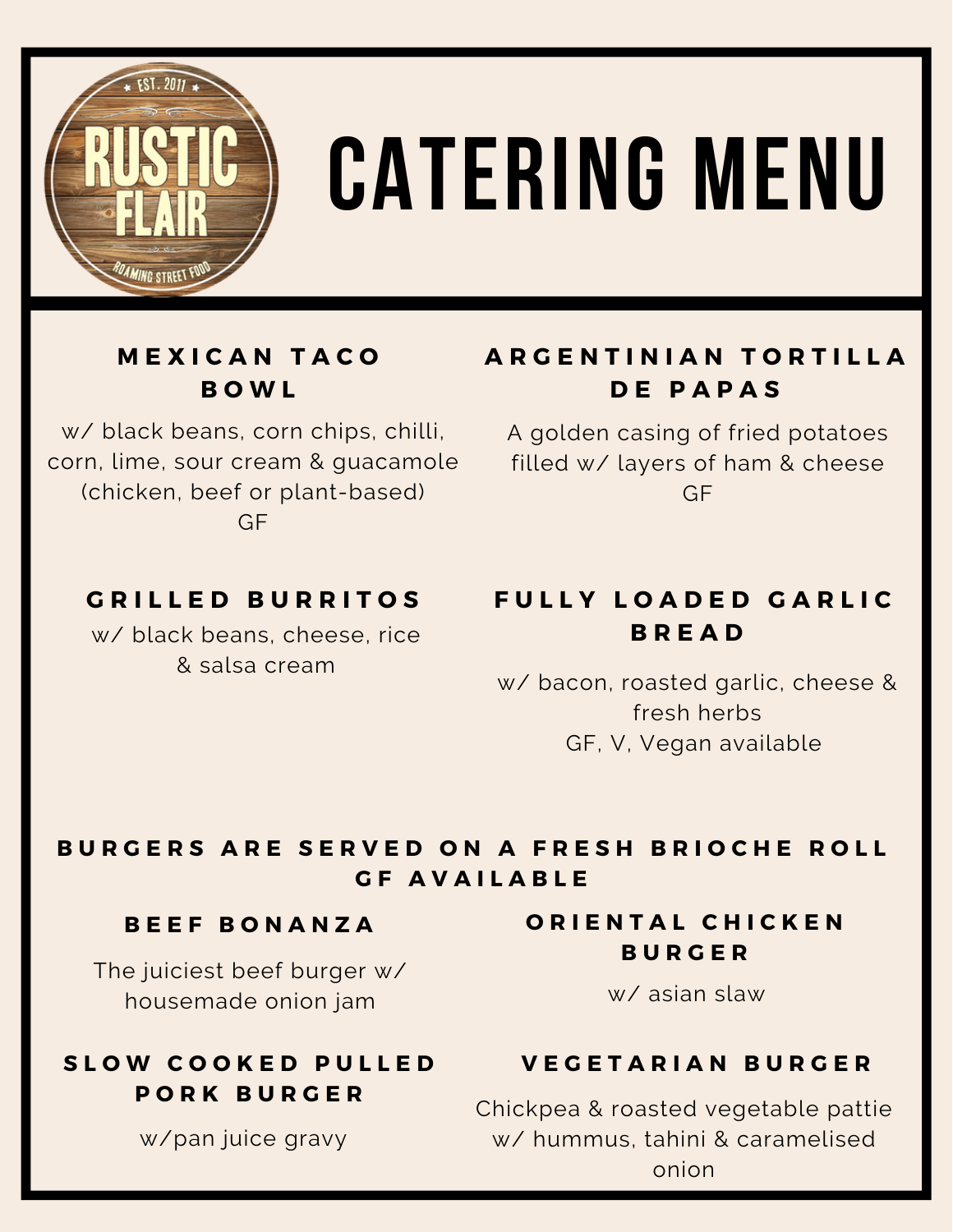RUSTIC FLAIR

EST. 2011

ROAMING STREET FOOD

# CATERING MENU

### MEXICAN TACO BOWL

w/ black beans, corn chips, chilli, corn, lime, sour cream & guacamole (chicken, beef or plant-based)
GF

### ARGENTINIAN TORTILLA DE PAPAS

A golden casing of fried potatoes filled w/ layers of ham & cheese
GF

### GRILLED BURRITOS

w/ black beans, cheese, rice & salsa cream

### FULLY LOADED GARLIC BREAD

w/ bacon, roasted garlic, cheese & fresh herbs
GF, V, Vegan available

## BURGERS ARE SERVED ON A FRESH BRIOCHE ROLL GF AVAILABLE

### BEEF BONANZA

The juiciest beef burger w/ housemade onion jam

### ORIENTAL CHICKEN BURGER

w/ asian slaw

### SLOW COOKED PULLED PORK BURGER

w/pan juice gravy

### VEGETARIAN BURGER

Chickpea & roasted vegetable pattie w/ hummus, tahini & caramelised onion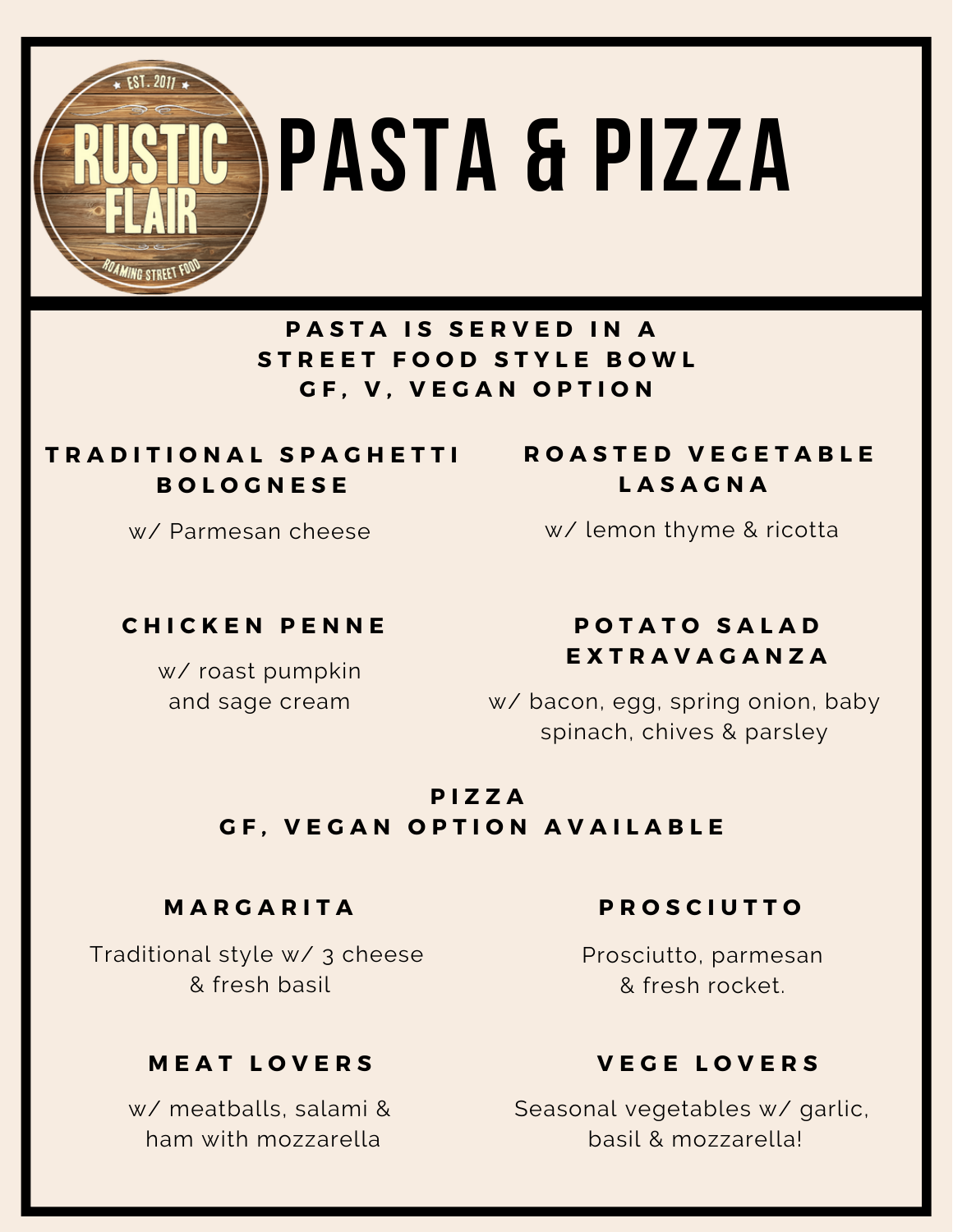RUSTIC FLAIR

EST. 2011

ROAMING STREET FOOD

# PASTA & PIZZA

**PASTA IS SERVED IN A STREET FOOD STYLE BOWL**
**GF, V, VEGAN OPTION**

### TRADITIONAL SPAGHETTI BOLOGNESE

w/ Parmesan cheese

### ROASTED VEGETABLE LASAGNA

w/ lemon thyme & ricotta

### CHICKEN PENNE

w/ roast pumpkin and sage cream

### POTATO SALAD EXTRAVAGANZA

w/ bacon, egg, spring onion, baby spinach, chives & parsley

## PIZZA

**GF, VEGAN OPTION AVAILABLE**

### MARGARITA

Traditional style w/ 3 cheese & fresh basil

### PROSCIUTTO

Prosciutto, parmesan & fresh rocket.

### MEAT LOVERS

w/ meatballs, salami & ham with mozzarella

### VEGE LOVERS

Seasonal vegetables w/ garlic, basil & mozzarella!